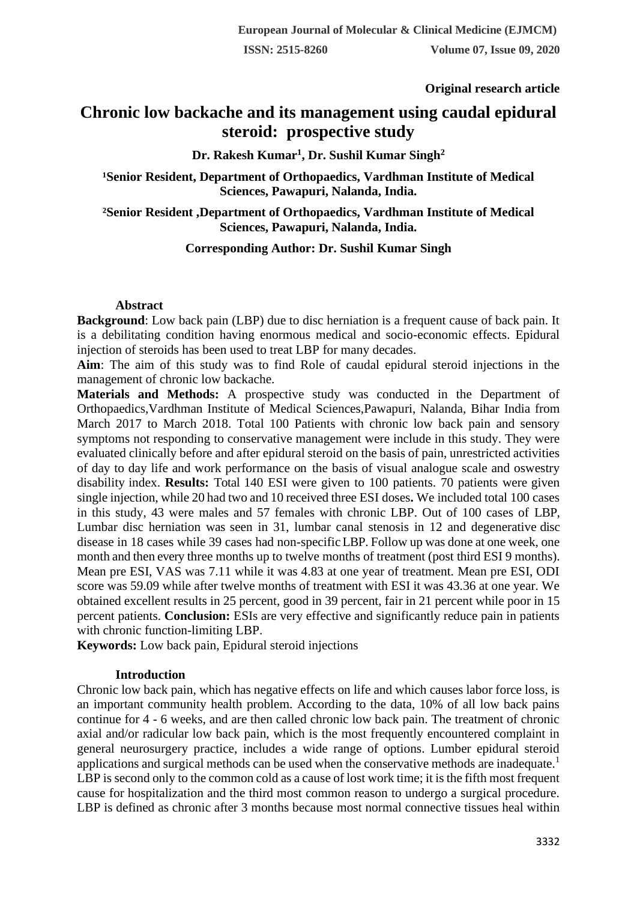**Original research article**

# Chronic low backache and its management using caudal epidural steroid: prospective study

**Dr. Rakesh Kumar[1], Dr. Sushil Kumar Singh[2]**

**[1]Senior Resident, Department of Orthopaedics, Vardhman Institute of Medical Sciences, Pawapuri, Nalanda, India.**

**[2]Senior Resident ,Department of Orthopaedics, Vardhman Institute of Medical Sciences, Pawapuri, Nalanda, India.**

**Corresponding Author: Dr. Sushil Kumar Singh**

## Abstract

**Background**: Low back pain (LBP) due to disc herniation is a frequent cause of back pain. It is a debilitating condition having enormous medical and socio-economic effects. Epidural injection of steroids has been used to treat LBP for many decades.

**Aim**: The aim of this study was to find Role of caudal epidural steroid injections in the management of chronic low backache.

**Materials and Methods:** A prospective study was conducted in the Department of Orthopaedics,Vardhman Institute of Medical Sciences,Pawapuri, Nalanda, Bihar India from March 2017 to March 2018. Total 100 Patients with chronic low back pain and sensory symptoms not responding to conservative management were include in this study. They were evaluated clinically before and after epidural steroid on the basis of pain, unrestricted activities of day to day life and work performance on the basis of visual analogue scale and oswestry disability index. **Results:** Total 140 ESI were given to 100 patients. 70 patients were given single injection, while 20 had two and 10 received three ESI doses**.** We included total 100 cases in this study, 43 were males and 57 females with chronic LBP. Out of 100 cases of LBP, Lumbar disc herniation was seen in 31, lumbar canal stenosis in 12 and degenerative disc disease in 18 cases while 39 cases had non-specific LBP. Follow up was done at one week, one month and then every three months up to twelve months of treatment (post third ESI 9 months). Mean pre ESI, VAS was 7.11 while it was 4.83 at one year of treatment. Mean pre ESI, ODI score was 59.09 while after twelve months of treatment with ESI it was 43.36 at one year. We obtained excellent results in 25 percent, good in 39 percent, fair in 21 percent while poor in 15 percent patients. **Conclusion:** ESIs are very effective and significantly reduce pain in patients with chronic function-limiting LBP.

**Keywords:** Low back pain, Epidural steroid injections

## Introduction

Chronic low back pain, which has negative effects on life and which causes labor force loss, is an important community health problem. According to the data, 10% of all low back pains continue for 4 - 6 weeks, and are then called chronic low back pain. The treatment of chronic axial and/or radicular low back pain, which is the most frequently encountered complaint in general neurosurgery practice, includes a wide range of options. Lumber epidural steroid applications and surgical methods can be used when the conservative methods are inadequate.[1] LBP is second only to the common cold as a cause of lost work time; it is the fifth most frequent cause for hospitalization and the third most common reason to undergo a surgical procedure. LBP is defined as chronic after 3 months because most normal connective tissues heal within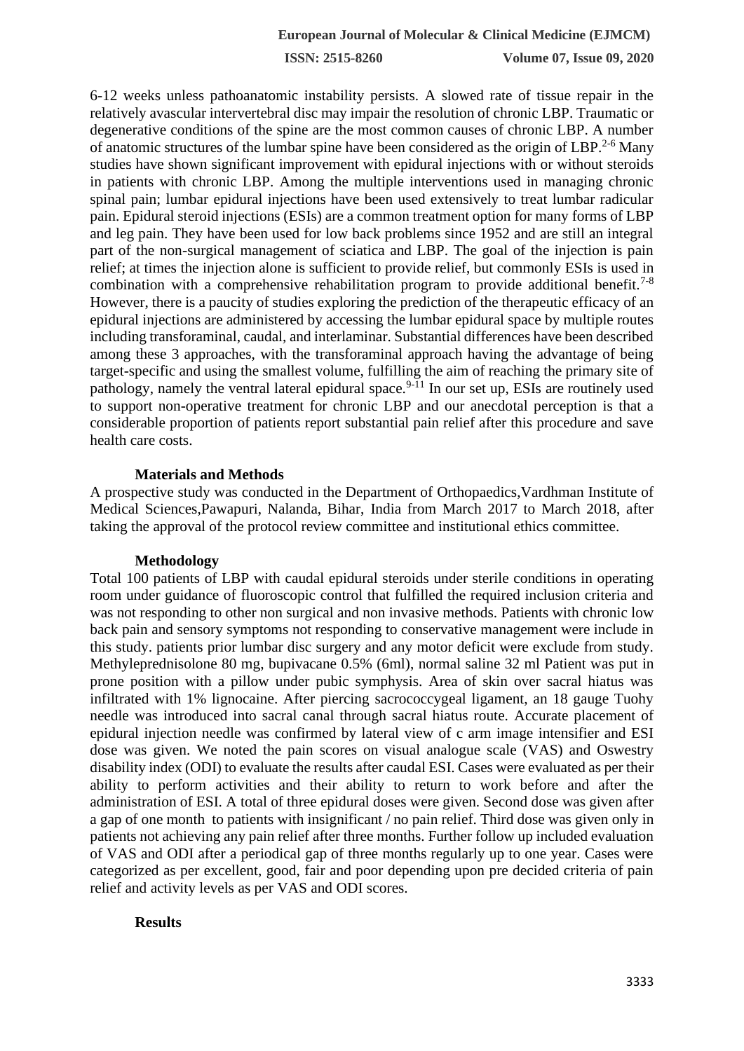6-12 weeks unless pathoanatomic instability persists. A slowed rate of tissue repair in the relatively avascular intervertebral disc may impair the resolution of chronic LBP. Traumatic or degenerative conditions of the spine are the most common causes of chronic LBP. A number of anatomic structures of the lumbar spine have been considered as the origin of LBP.[2-6] Many studies have shown significant improvement with epidural injections with or without steroids in patients with chronic LBP. Among the multiple interventions used in managing chronic spinal pain; lumbar epidural injections have been used extensively to treat lumbar radicular pain. Epidural steroid injections (ESIs) are a common treatment option for many forms of LBP and leg pain. They have been used for low back problems since 1952 and are still an integral part of the non-surgical management of sciatica and LBP. The goal of the injection is pain relief; at times the injection alone is sufficient to provide relief, but commonly ESIs is used in combination with a comprehensive rehabilitation program to provide additional benefit.[7-8] However, there is a paucity of studies exploring the prediction of the therapeutic efficacy of an epidural injections are administered by accessing the lumbar epidural space by multiple routes including transforaminal, caudal, and interlaminar. Substantial differences have been described among these 3 approaches, with the transforaminal approach having the advantage of being target-specific and using the smallest volume, fulfilling the aim of reaching the primary site of pathology, namely the ventral lateral epidural space.[9-11] In our set up, ESIs are routinely used to support non-operative treatment for chronic LBP and our anecdotal perception is that a considerable proportion of patients report substantial pain relief after this procedure and save health care costs.

### Materials and Methods

A prospective study was conducted in the Department of Orthopaedics,Vardhman Institute of Medical Sciences,Pawapuri, Nalanda, Bihar, India from March 2017 to March 2018, after taking the approval of the protocol review committee and institutional ethics committee.

### Methodology

Total 100 patients of LBP with caudal epidural steroids under sterile conditions in operating room under guidance of fluoroscopic control that fulfilled the required inclusion criteria and was not responding to other non surgical and non invasive methods. Patients with chronic low back pain and sensory symptoms not responding to conservative management were include in this study. patients prior lumbar disc surgery and any motor deficit were exclude from study. Methyleprednisolone 80 mg, bupivacane 0.5% (6ml), normal saline 32 ml Patient was put in prone position with a pillow under pubic symphysis. Area of skin over sacral hiatus was infiltrated with 1% lignocaine. After piercing sacrococcygeal ligament, an 18 gauge Tuohy needle was introduced into sacral canal through sacral hiatus route. Accurate placement of epidural injection needle was confirmed by lateral view of c arm image intensifier and ESI dose was given. We noted the pain scores on visual analogue scale (VAS) and Oswestry disability index (ODI) to evaluate the results after caudal ESI. Cases were evaluated as per their ability to perform activities and their ability to return to work before and after the administration of ESI. A total of three epidural doses were given. Second dose was given after a gap of one month to patients with insignificant / no pain relief. Third dose was given only in patients not achieving any pain relief after three months. Further follow up included evaluation of VAS and ODI after a periodical gap of three months regularly up to one year. Cases were categorized as per excellent, good, fair and poor depending upon pre decided criteria of pain relief and activity levels as per VAS and ODI scores.

### Results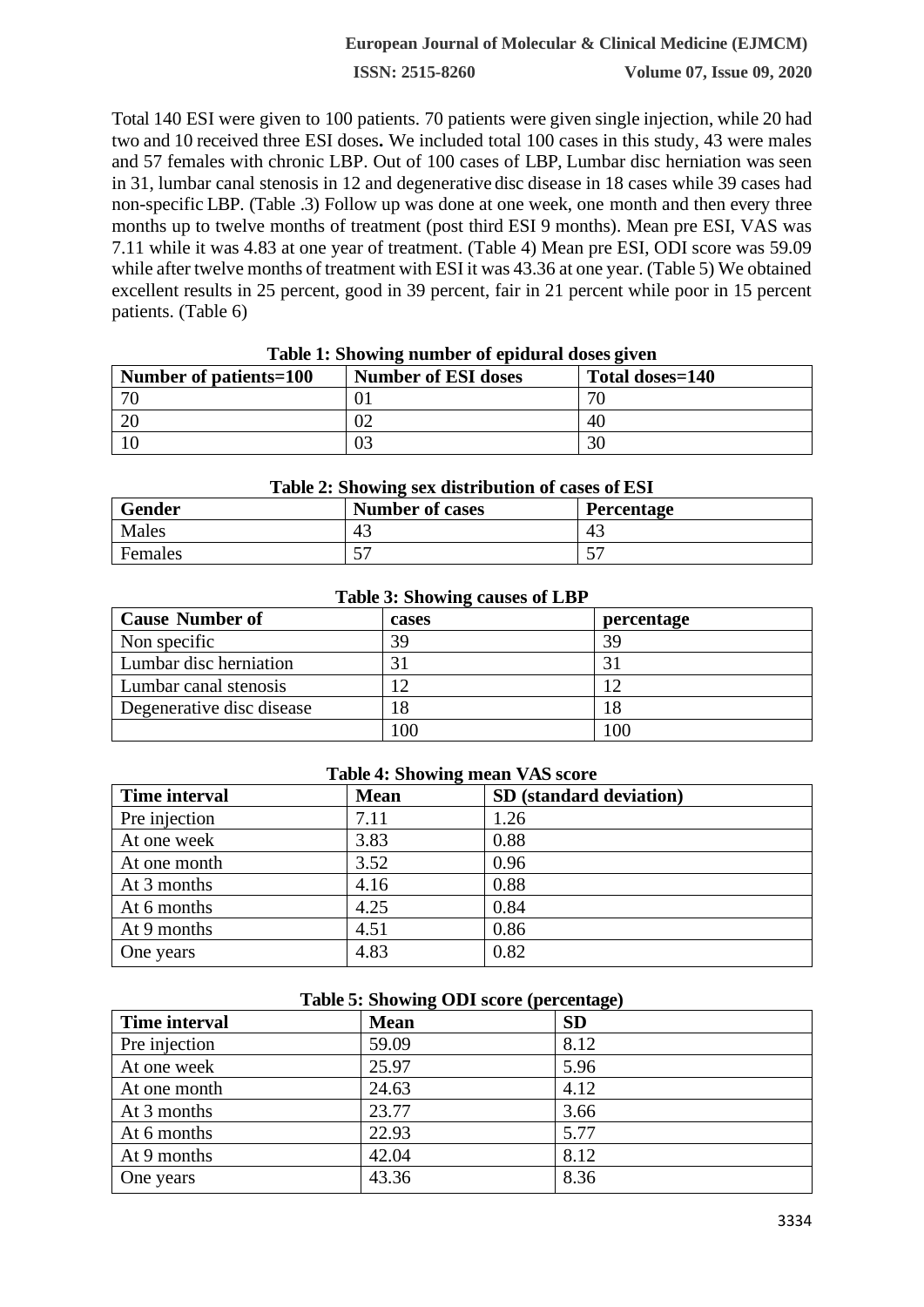Total 140 ESI were given to 100 patients. 70 patients were given single injection, while 20 had two and 10 received three ESI doses**.** We included total 100 cases in this study, 43 were males and 57 females with chronic LBP. Out of 100 cases of LBP, Lumbar disc herniation was seen in 31, lumbar canal stenosis in 12 and degenerative disc disease in 18 cases while 39 cases had non-specific LBP. (Table .3) Follow up was done at one week, one month and then every three months up to twelve months of treatment (post third ESI 9 months). Mean pre ESI, VAS was 7.11 while it was 4.83 at one year of treatment. (Table 4) Mean pre ESI, ODI score was 59.09 while after twelve months of treatment with ESI it was 43.36 at one year. (Table 5) We obtained excellent results in 25 percent, good in 39 percent, fair in 21 percent while poor in 15 percent patients. (Table 6)

**Table 1: Showing number of epidural doses given**

| Number of patients=100 | Number of ESI doses | Total doses=140 |
|---|---|---|
| 70 | 01 | 70 |
| 20 | 02 | 40 |
| 10 | 03 | 30 |

**Table 2: Showing sex distribution of cases of ESI**

| Gender | Number of cases | Percentage |
|---|---|---|
| Males | 43 | 43 |
| Females | 57 | 57 |

**Table 3: Showing causes of LBP**

| Cause Number of | cases | percentage |
|---|---|---|
| Non specific | 39 | 39 |
| Lumbar disc herniation | 31 | 31 |
| Lumbar canal stenosis | 12 | 12 |
| Degenerative disc disease | 18 | 18 |
| | 100 | 100 |

**Table 4: Showing mean VAS score**

| Time interval | Mean | SD (standard deviation) |
|---|---|---|
| Pre injection | 7.11 | 1.26 |
| At one week | 3.83 | 0.88 |
| At one month | 3.52 | 0.96 |
| At 3 months | 4.16 | 0.88 |
| At 6 months | 4.25 | 0.84 |
| At 9 months | 4.51 | 0.86 |
| One years | 4.83 | 0.82 |

**Table 5: Showing ODI score (percentage)**

| Time interval | Mean | SD |
|---|---|---|
| Pre injection | 59.09 | 8.12 |
| At one week | 25.97 | 5.96 |
| At one month | 24.63 | 4.12 |
| At 3 months | 23.77 | 3.66 |
| At 6 months | 22.93 | 5.77 |
| At 9 months | 42.04 | 8.12 |
| One years | 43.36 | 8.36 |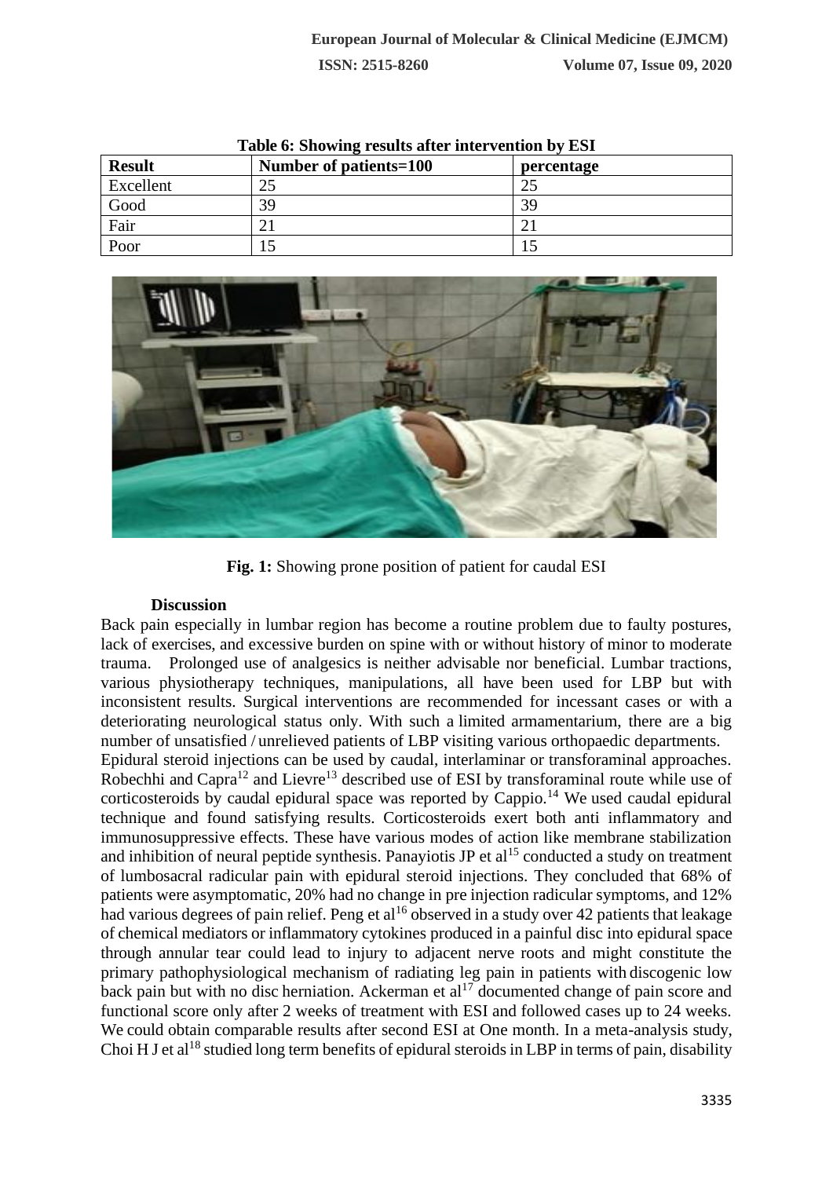**Table 6: Showing results after intervention by ESI**

| Result | Number of patients=100 | percentage |
|---|---|---|
| Excellent | 25 | 25 |
| Good | 39 | 39 |
| Fair | 21 | 21 |
| Poor | 15 | 15 |

**Fig. 1:** Showing prone position of patient for caudal ESI

### Discussion

Back pain especially in lumbar region has become a routine problem due to faulty postures, lack of exercises, and excessive burden on spine with or without history of minor to moderate trauma. Prolonged use of analgesics is neither advisable nor beneficial. Lumbar tractions, various physiotherapy techniques, manipulations, all have been used for LBP but with inconsistent results. Surgical interventions are recommended for incessant cases or with a deteriorating neurological status only. With such a limited armamentarium, there are a big number of unsatisfied / unrelieved patients of LBP visiting various orthopaedic departments.

Epidural steroid injections can be used by caudal, interlaminar or transforaminal approaches. Robechhi and Capra[12] and Lievre[13] described use of ESI by transforaminal route while use of corticosteroids by caudal epidural space was reported by Cappio.[14] We used caudal epidural technique and found satisfying results. Corticosteroids exert both anti inflammatory and immunosuppressive effects. These have various modes of action like membrane stabilization and inhibition of neural peptide synthesis. Panayiotis JP et al[15] conducted a study on treatment of lumbosacral radicular pain with epidural steroid injections. They concluded that 68% of patients were asymptomatic, 20% had no change in pre injection radicular symptoms, and 12% had various degrees of pain relief. Peng et al[16] observed in a study over 42 patients that leakage of chemical mediators or inflammatory cytokines produced in a painful disc into epidural space through annular tear could lead to injury to adjacent nerve roots and might constitute the primary pathophysiological mechanism of radiating leg pain in patients with discogenic low back pain but with no disc herniation. Ackerman et al[17] documented change of pain score and functional score only after 2 weeks of treatment with ESI and followed cases up to 24 weeks. We could obtain comparable results after second ESI at One month. In a meta-analysis study, Choi H J et al[18] studied long term benefits of epidural steroids in LBP in terms of pain, disability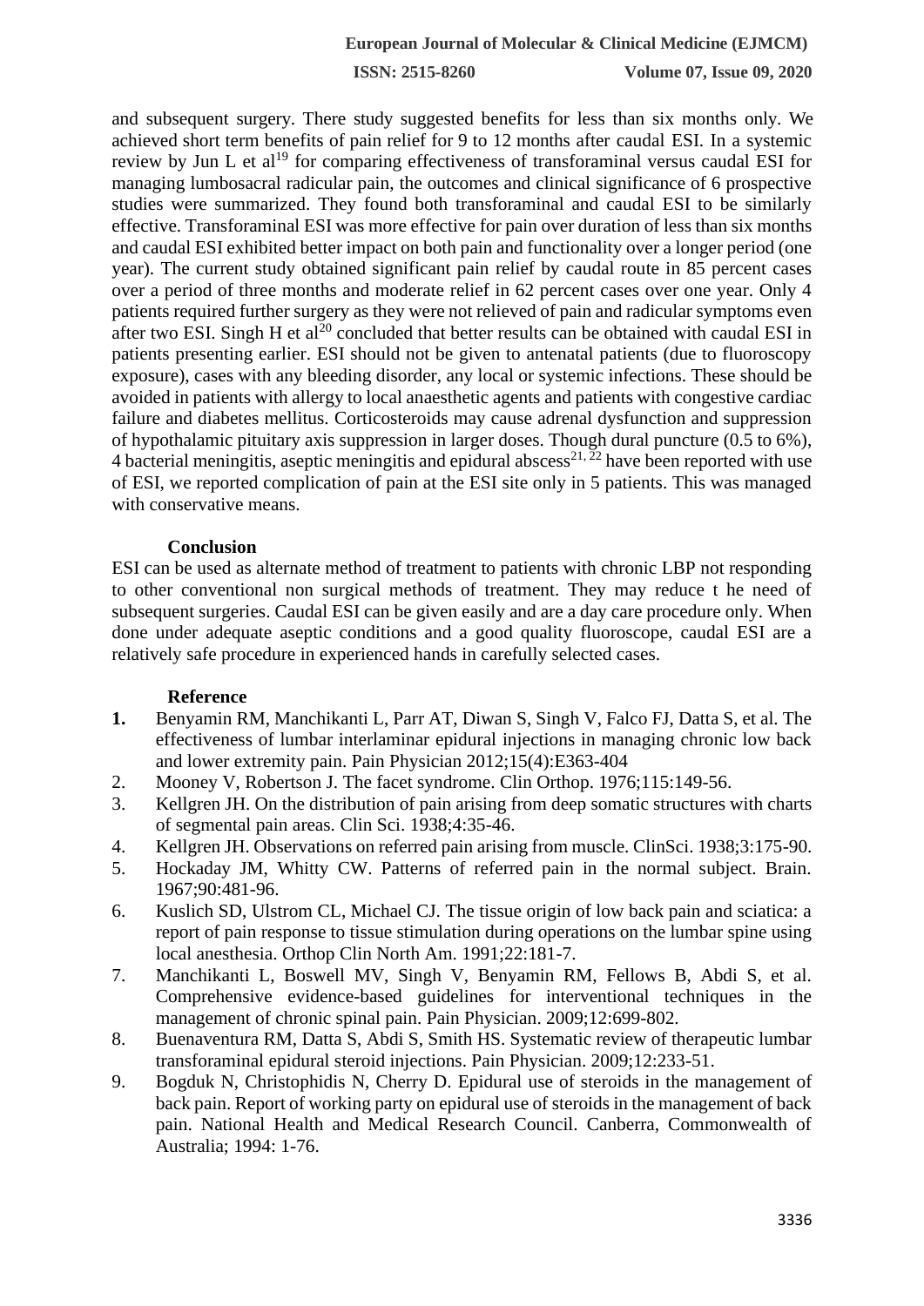and subsequent surgery. There study suggested benefits for less than six months only. We achieved short term benefits of pain relief for 9 to 12 months after caudal ESI. In a systemic review by Jun L et al[19] for comparing effectiveness of transforaminal versus caudal ESI for managing lumbosacral radicular pain, the outcomes and clinical significance of 6 prospective studies were summarized. They found both transforaminal and caudal ESI to be similarly effective. Transforaminal ESI was more effective for pain over duration of less than six months and caudal ESI exhibited better impact on both pain and functionality over a longer period (one year). The current study obtained significant pain relief by caudal route in 85 percent cases over a period of three months and moderate relief in 62 percent cases over one year. Only 4 patients required further surgery as they were not relieved of pain and radicular symptoms even after two ESI. Singh H et al[20] concluded that better results can be obtained with caudal ESI in patients presenting earlier. ESI should not be given to antenatal patients (due to fluoroscopy exposure), cases with any bleeding disorder, any local or systemic infections. These should be avoided in patients with allergy to local anaesthetic agents and patients with congestive cardiac failure and diabetes mellitus. Corticosteroids may cause adrenal dysfunction and suppression of hypothalamic pituitary axis suppression in larger doses. Though dural puncture (0.5 to 6%), 4 bacterial meningitis, aseptic meningitis and epidural abscess[21, 22] have been reported with use of ESI, we reported complication of pain at the ESI site only in 5 patients. This was managed with conservative means.

## Conclusion

ESI can be used as alternate method of treatment to patients with chronic LBP not responding to other conventional non surgical methods of treatment. They may reduce t he need of subsequent surgeries. Caudal ESI can be given easily and are a day care procedure only. When done under adequate aseptic conditions and a good quality fluoroscope, caudal ESI are a relatively safe procedure in experienced hands in carefully selected cases.

## Reference

1. Benyamin RM, Manchikanti L, Parr AT, Diwan S, Singh V, Falco FJ, Datta S, et al. The effectiveness of lumbar interlaminar epidural injections in managing chronic low back and lower extremity pain. Pain Physician 2012;15(4):E363-404
2. Mooney V, Robertson J. The facet syndrome. Clin Orthop. 1976;115:149-56.
3. Kellgren JH. On the distribution of pain arising from deep somatic structures with charts of segmental pain areas. Clin Sci. 1938;4:35-46.
4. Kellgren JH. Observations on referred pain arising from muscle. ClinSci. 1938;3:175-90.
5. Hockaday JM, Whitty CW. Patterns of referred pain in the normal subject. Brain. 1967;90:481-96.
6. Kuslich SD, Ulstrom CL, Michael CJ. The tissue origin of low back pain and sciatica: a report of pain response to tissue stimulation during operations on the lumbar spine using local anesthesia. Orthop Clin North Am. 1991;22:181-7.
7. Manchikanti L, Boswell MV, Singh V, Benyamin RM, Fellows B, Abdi S, et al. Comprehensive evidence-based guidelines for interventional techniques in the management of chronic spinal pain. Pain Physician. 2009;12:699-802.
8. Buenaventura RM, Datta S, Abdi S, Smith HS. Systematic review of therapeutic lumbar transforaminal epidural steroid injections. Pain Physician. 2009;12:233-51.
9. Bogduk N, Christophidis N, Cherry D. Epidural use of steroids in the management of back pain. Report of working party on epidural use of steroids in the management of back pain. National Health and Medical Research Council. Canberra, Commonwealth of Australia; 1994: 1-76.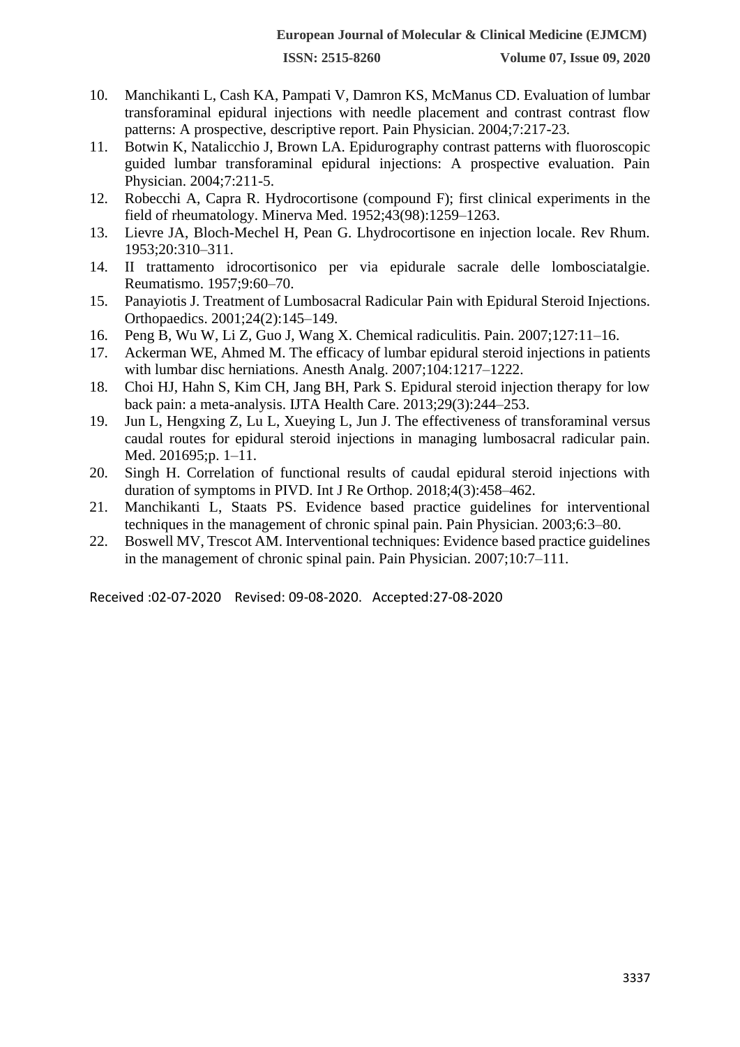10. Manchikanti L, Cash KA, Pampati V, Damron KS, McManus CD. Evaluation of lumbar transforaminal epidural injections with needle placement and contrast contrast flow patterns: A prospective, descriptive report. Pain Physician. 2004;7:217-23.
11. Botwin K, Natalicchio J, Brown LA. Epidurography contrast patterns with fluoroscopic guided lumbar transforaminal epidural injections: A prospective evaluation. Pain Physician. 2004;7:211-5.
12. Robecchi A, Capra R. Hydrocortisone (compound F); first clinical experiments in the field of rheumatology. Minerva Med. 1952;43(98):1259–1263.
13. Lievre JA, Bloch-Mechel H, Pean G. Lhydrocortisone en injection locale. Rev Rhum. 1953;20:310–311.
14. II trattamento idrocortisonico per via epidurale sacrale delle lombosciatalgie. Reumatismo. 1957;9:60–70.
15. Panayiotis J. Treatment of Lumbosacral Radicular Pain with Epidural Steroid Injections. Orthopaedics. 2001;24(2):145–149.
16. Peng B, Wu W, Li Z, Guo J, Wang X. Chemical radiculitis. Pain. 2007;127:11–16.
17. Ackerman WE, Ahmed M. The efficacy of lumbar epidural steroid injections in patients with lumbar disc herniations. Anesth Analg. 2007;104:1217–1222.
18. Choi HJ, Hahn S, Kim CH, Jang BH, Park S. Epidural steroid injection therapy for low back pain: a meta-analysis. IJTA Health Care. 2013;29(3):244–253.
19. Jun L, Hengxing Z, Lu L, Xueying L, Jun J. The effectiveness of transforaminal versus caudal routes for epidural steroid injections in managing lumbosacral radicular pain. Med. 201695;p. 1–11.
20. Singh H. Correlation of functional results of caudal epidural steroid injections with duration of symptoms in PIVD. Int J Re Orthop. 2018;4(3):458–462.
21. Manchikanti L, Staats PS. Evidence based practice guidelines for interventional techniques in the management of chronic spinal pain. Pain Physician. 2003;6:3–80.
22. Boswell MV, Trescot AM. Interventional techniques: Evidence based practice guidelines in the management of chronic spinal pain. Pain Physician. 2007;10:7–111.

Received :02-07-2020 Revised: 09-08-2020. Accepted:27-08-2020